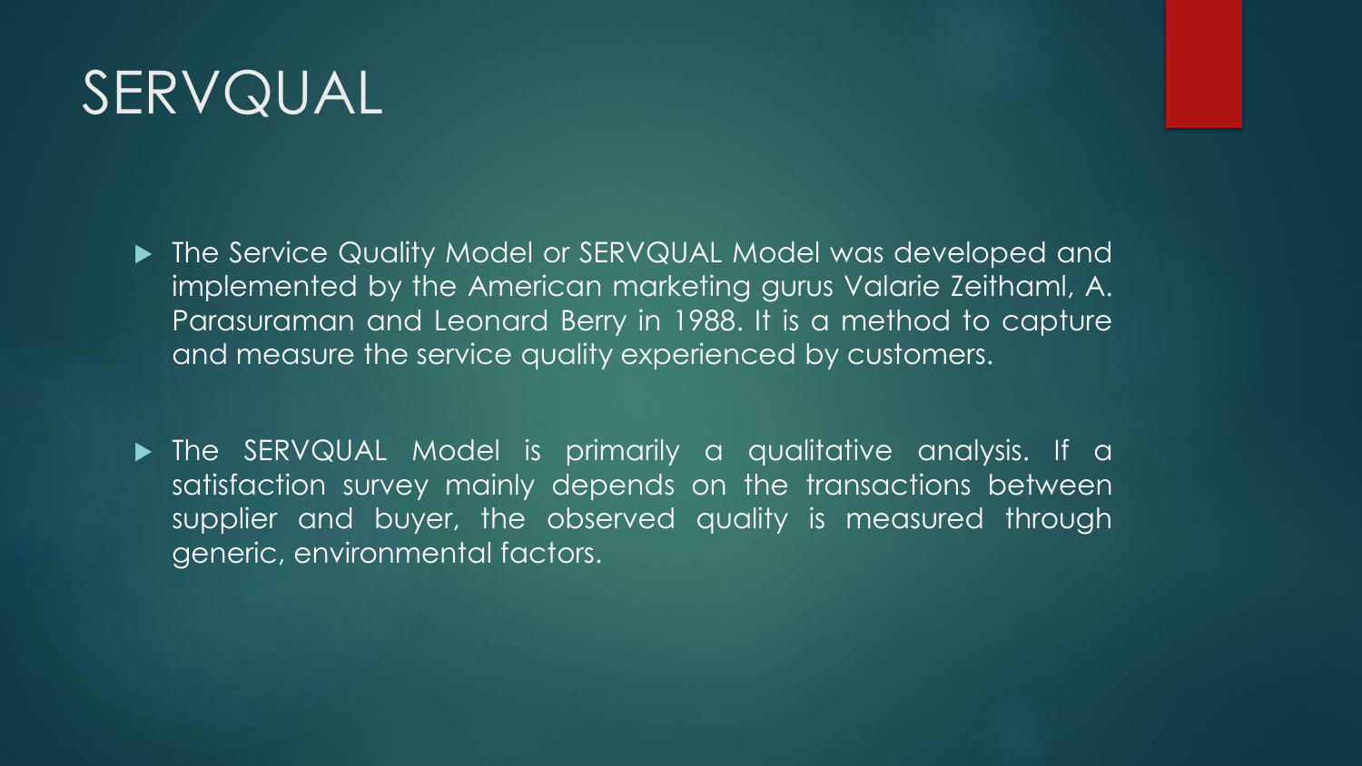# SERVQUAL

- The Service Quality Model or SERVQUAL Model was developed and implemented by the American marketing gurus Valarie Zeithaml, A. Parasuraman and Leonard Berry in 1988. It is a method to capture and measure the service quality experienced by customers.

- The SERVQUAL Model is primarily a qualitative analysis. If a satisfaction survey mainly depends on the transactions between supplier and buyer, the observed quality is measured through generic, environmental factors.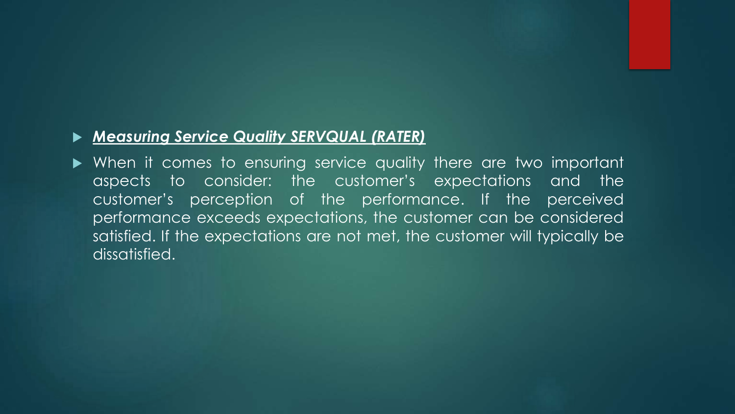- ***Measuring Service Quality SERVQUAL (RATER)***
- When it comes to ensuring service quality there are two important aspects to consider: the customer's expectations and the customer's perception of the performance. If the perceived performance exceeds expectations, the customer can be considered satisfied. If the expectations are not met, the customer will typically be dissatisfied.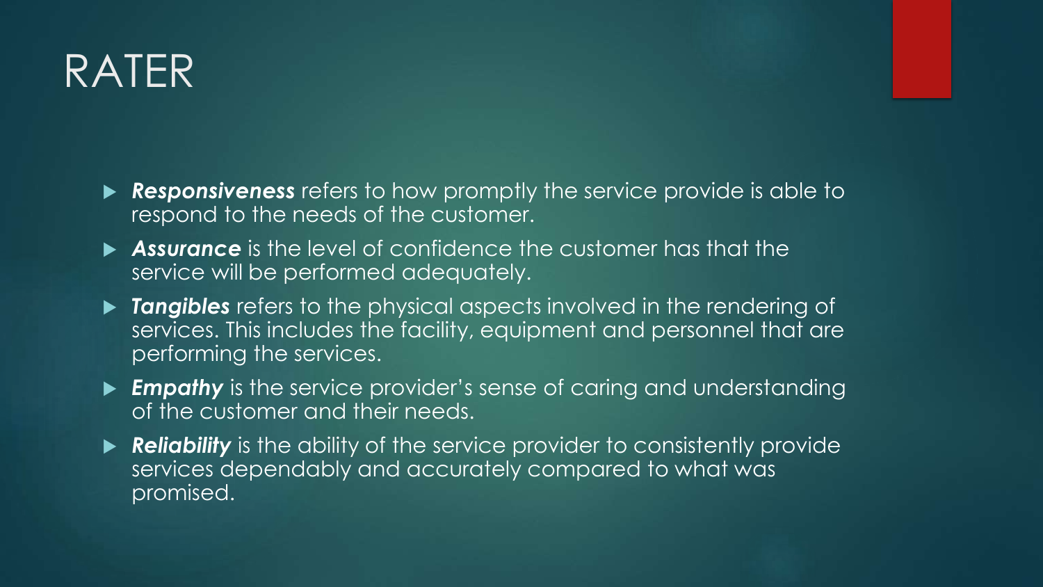# RATER

- ***Responsiveness*** refers to how promptly the service provide is able to respond to the needs of the customer.
- ***Assurance*** is the level of confidence the customer has that the service will be performed adequately.
- ***Tangibles*** refers to the physical aspects involved in the rendering of services. This includes the facility, equipment and personnel that are performing the services.
- ***Empathy*** is the service provider's sense of caring and understanding of the customer and their needs.
- ***Reliability*** is the ability of the service provider to consistently provide services dependably and accurately compared to what was promised.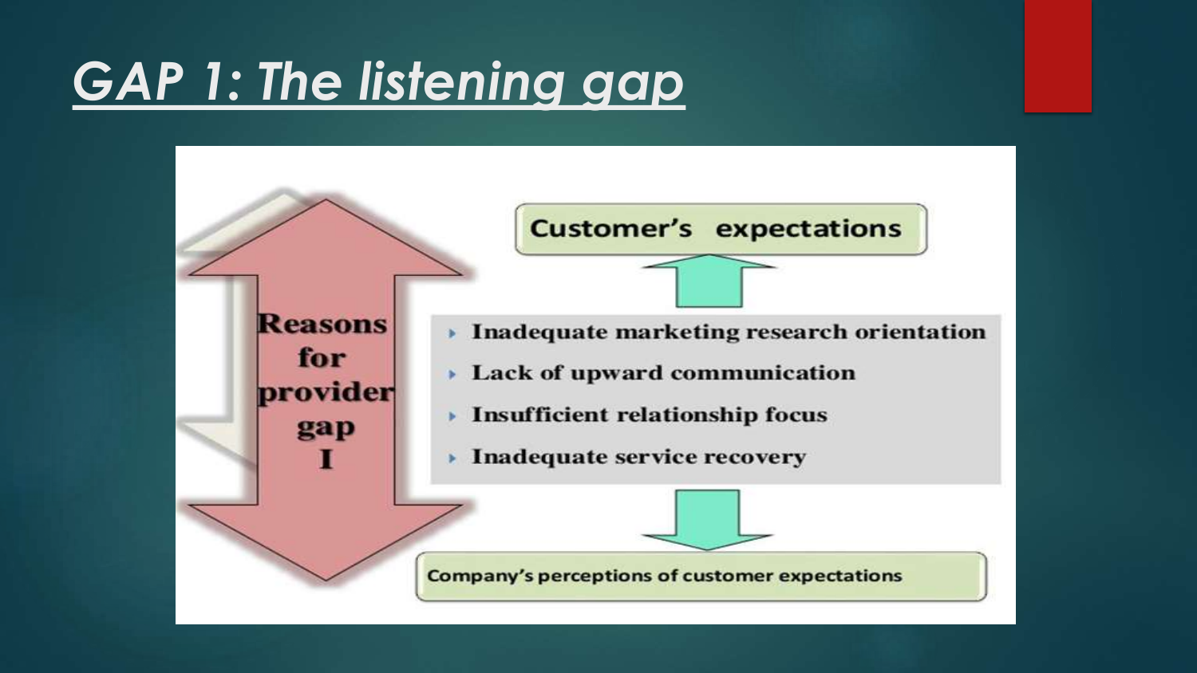# *GAP 1: The listening gap*

**Customer's expectations**

**Reasons for provider gap I**

- **Inadequate marketing research orientation**
- **Lack of upward communication**
- **Insufficient relationship focus**
- **Inadequate service recovery**

**Company's perceptions of customer expectations**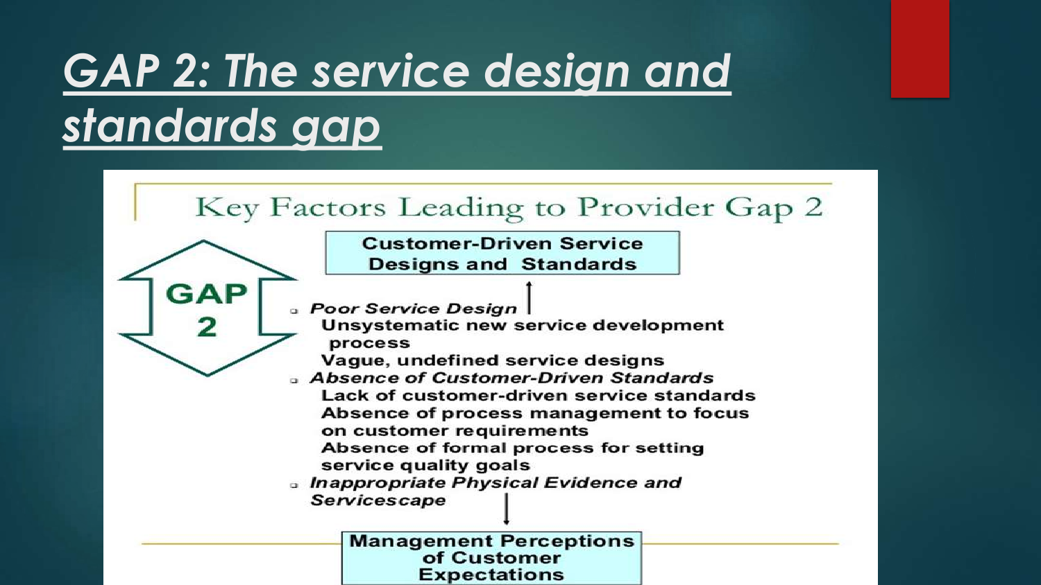# GAP 2: The service design and standards gap

## Key Factors Leading to Provider Gap 2

**Customer-Driven Service Designs and Standards**

**GAP 2**

- ***Poor Service Design***
  - **Unsystematic new service development process**
  - **Vague, undefined service designs**
- ***Absence of Customer-Driven Standards***
  - **Lack of customer-driven service standards**
  - **Absence of process management to focus on customer requirements**
  - **Absence of formal process for setting service quality goals**
- ***Inappropriate Physical Evidence and Servicescape***

**Management Perceptions of Customer Expectations**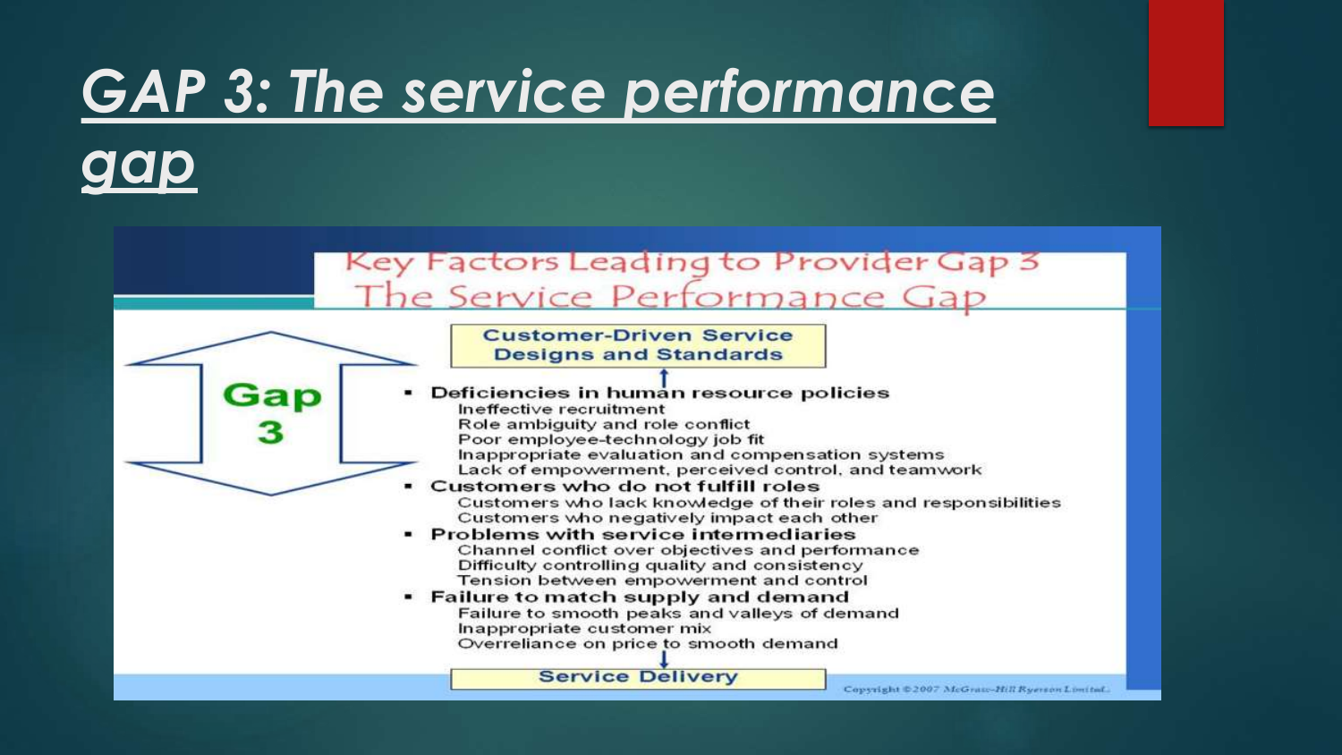# *GAP 3: The service performance gap*

## Key Factors Leading to Provider Gap 3
## The Service Performance Gap

**Customer-Driven Service Designs and Standards**

↑

**Gap 3**

- **Deficiencies in human resource policies**
  - Ineffective recruitment
  - Role ambiguity and role conflict
  - Poor employee-technology job fit
  - Inappropriate evaluation and compensation systems
  - Lack of empowerment, perceived control, and teamwork
- **Customers who do not fulfill roles**
  - Customers who lack knowledge of their roles and responsibilities
  - Customers who negatively impact each other
- **Problems with service intermediaries**
  - Channel conflict over objectives and performance
  - Difficulty controlling quality and consistency
  - Tension between empowerment and control
- **Failure to match supply and demand**
  - Failure to smooth peaks and valleys of demand
  - Inappropriate customer mix
  - Overreliance on price to smooth demand

↓

**Service Delivery**

Copyright ©2007 McGraw-Hill Ryerson Limited.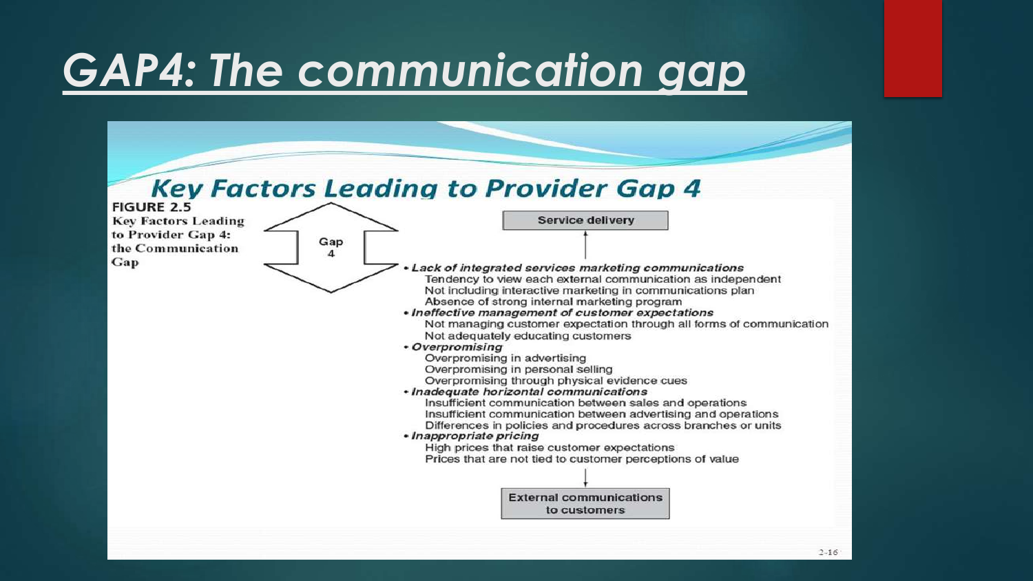# GAP4: The communication gap

## Key Factors Leading to Provider Gap 4

**FIGURE 2.5**
**Key Factors Leading to Provider Gap 4: the Communication Gap**

Gap 4

Service delivery

- ***Lack of integrated services marketing communications***
  - Tendency to view each external communication as independent
  - Not including interactive marketing in communications plan
  - Absence of strong internal marketing program
- ***Ineffective management of customer expectations***
  - Not managing customer expectation through all forms of communication
  - Not adequately educating customers
- ***Overpromising***
  - Overpromising in advertising
  - Overpromising in personal selling
  - Overpromising through physical evidence cues
- ***Inadequate horizontal communications***
  - Insufficient communication between sales and operations
  - Insufficient communication between advertising and operations
  - Differences in policies and procedures across branches or units
- ***Inappropriate pricing***
  - High prices that raise customer expectations
  - Prices that are not tied to customer perceptions of value

External communications to customers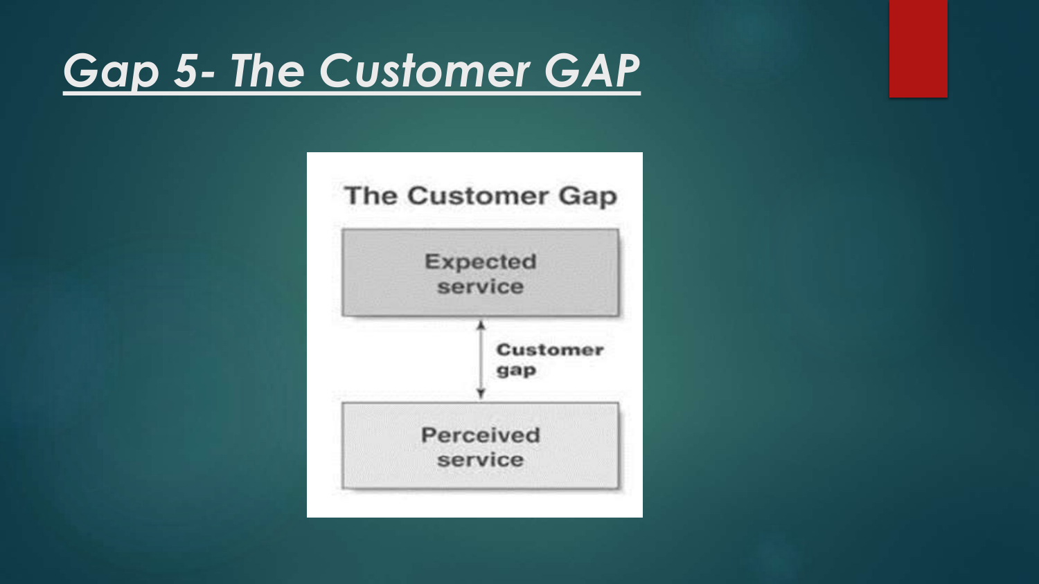# *Gap 5- The Customer GAP*

The Customer Gap

Expected service

Customer gap

Perceived service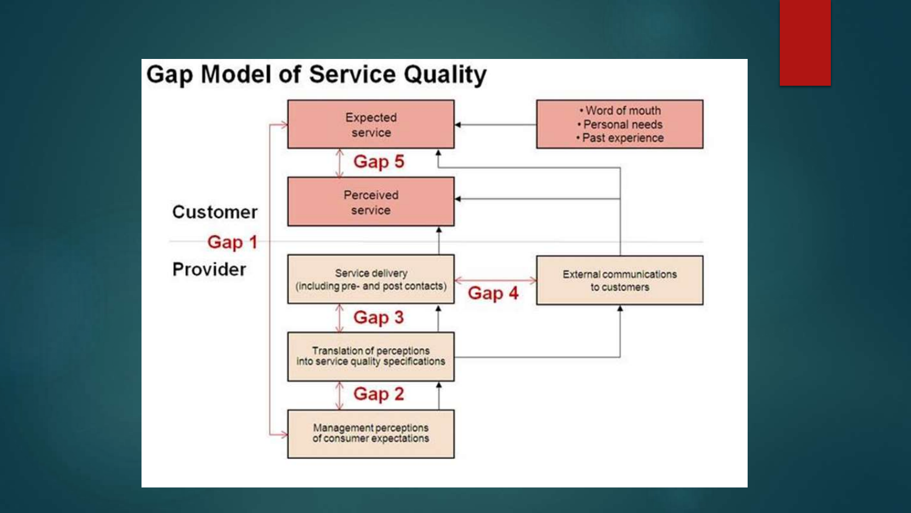# Gap Model of Service Quality

**Customer**

- Expected service
- Word of mouth
- Personal needs
- Past experience
- Gap 5
- Perceived service

**Gap 1**

**Provider**

- Service delivery (including pre- and post contacts)
- Gap 4
- External communications to customers
- Gap 3
- Translation of perceptions into service quality specifications
- Gap 2
- Management perceptions of consumer expectations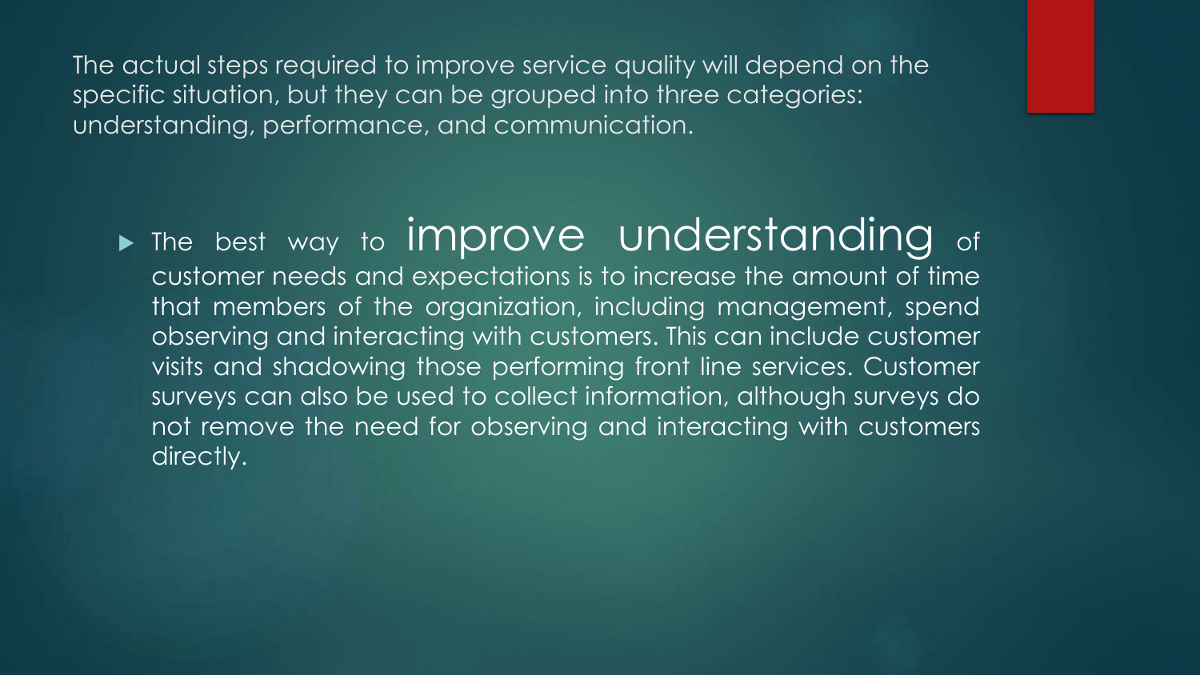The actual steps required to improve service quality will depend on the specific situation, but they can be grouped into three categories: understanding, performance, and communication.

- The best way to **improve understanding** of customer needs and expectations is to increase the amount of time that members of the organization, including management, spend observing and interacting with customers. This can include customer visits and shadowing those performing front line services. Customer surveys can also be used to collect information, although surveys do not remove the need for observing and interacting with customers directly.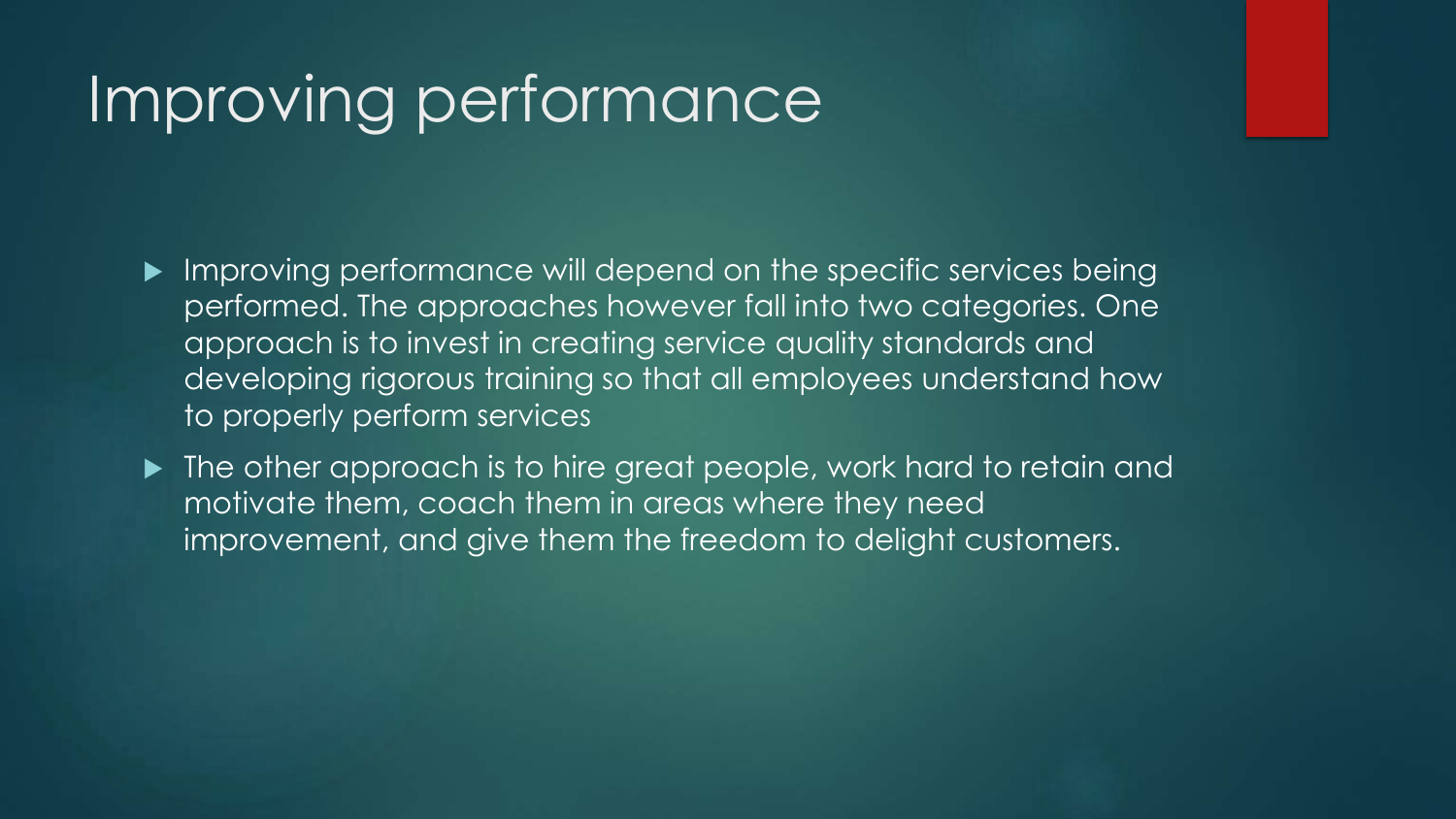# Improving performance

- Improving performance will depend on the specific services being performed. The approaches however fall into two categories. One approach is to invest in creating service quality standards and developing rigorous training so that all employees understand how to properly perform services
- The other approach is to hire great people, work hard to retain and motivate them, coach them in areas where they need improvement, and give them the freedom to delight customers.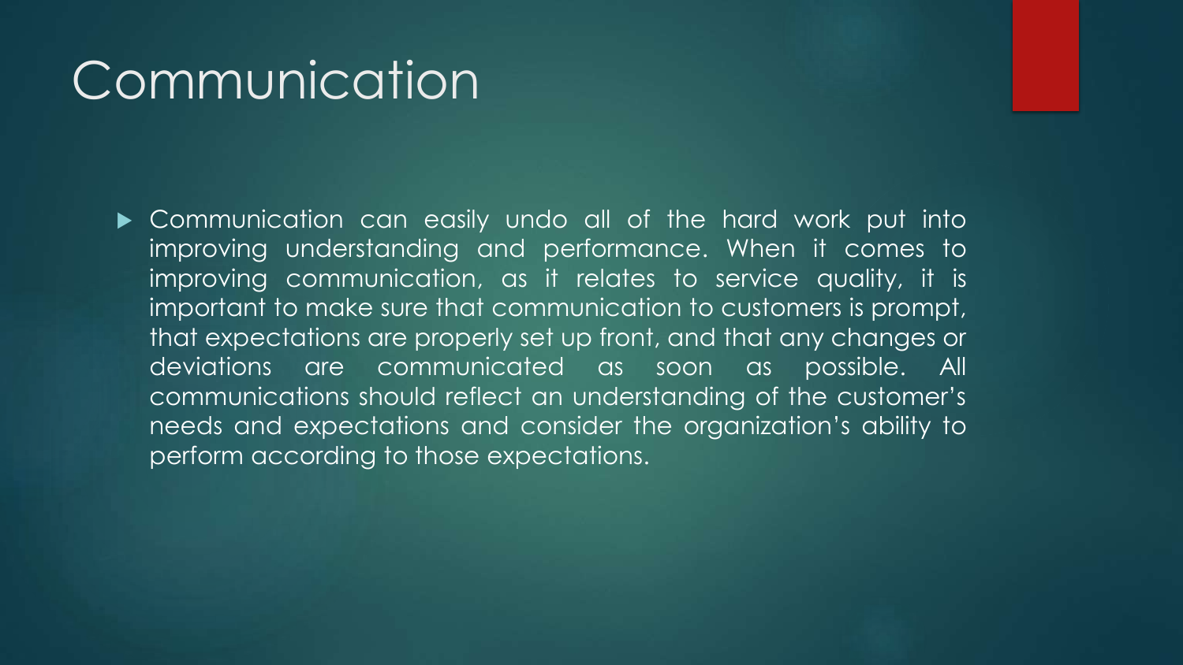# Communication

- Communication can easily undo all of the hard work put into improving understanding and performance. When it comes to improving communication, as it relates to service quality, it is important to make sure that communication to customers is prompt, that expectations are properly set up front, and that any changes or deviations are communicated as soon as possible. All communications should reflect an understanding of the customer's needs and expectations and consider the organization's ability to perform according to those expectations.